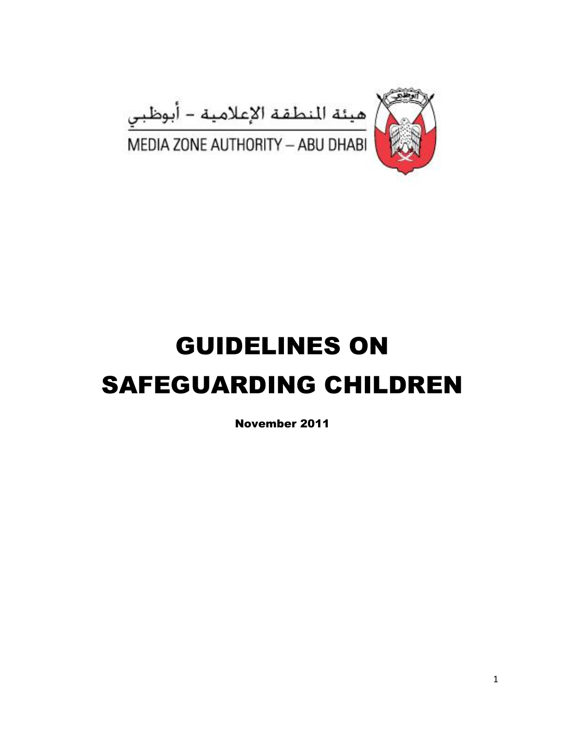هيئة المنطقة الإعلامية – أبوظبي

MEDIA ZONE AUTHORITY – ABU DHABI

# GUIDELINES ON SAFEGUARDING CHILDREN

**November 2011**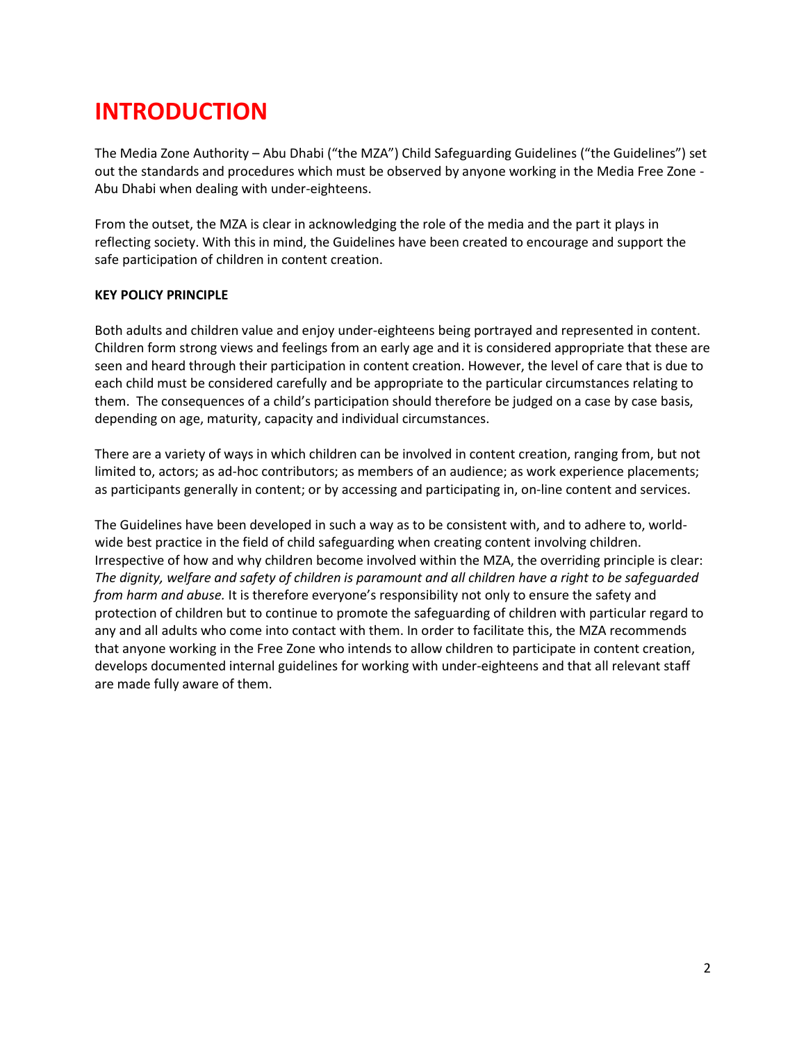# INTRODUCTION

The Media Zone Authority – Abu Dhabi ("the MZA") Child Safeguarding Guidelines ("the Guidelines") set out the standards and procedures which must be observed by anyone working in the Media Free Zone - Abu Dhabi when dealing with under-eighteens.

From the outset, the MZA is clear in acknowledging the role of the media and the part it plays in reflecting society. With this in mind, the Guidelines have been created to encourage and support the safe participation of children in content creation.

**KEY POLICY PRINCIPLE**

Both adults and children value and enjoy under-eighteens being portrayed and represented in content. Children form strong views and feelings from an early age and it is considered appropriate that these are seen and heard through their participation in content creation. However, the level of care that is due to each child must be considered carefully and be appropriate to the particular circumstances relating to them. The consequences of a child's participation should therefore be judged on a case by case basis, depending on age, maturity, capacity and individual circumstances.

There are a variety of ways in which children can be involved in content creation, ranging from, but not limited to, actors; as ad-hoc contributors; as members of an audience; as work experience placements; as participants generally in content; or by accessing and participating in, on-line content and services.

The Guidelines have been developed in such a way as to be consistent with, and to adhere to, world-wide best practice in the field of child safeguarding when creating content involving children. Irrespective of how and why children become involved within the MZA, the overriding principle is clear: *The dignity, welfare and safety of children is paramount and all children have a right to be safeguarded from harm and abuse.* It is therefore everyone's responsibility not only to ensure the safety and protection of children but to continue to promote the safeguarding of children with particular regard to any and all adults who come into contact with them. In order to facilitate this, the MZA recommends that anyone working in the Free Zone who intends to allow children to participate in content creation, develops documented internal guidelines for working with under-eighteens and that all relevant staff are made fully aware of them.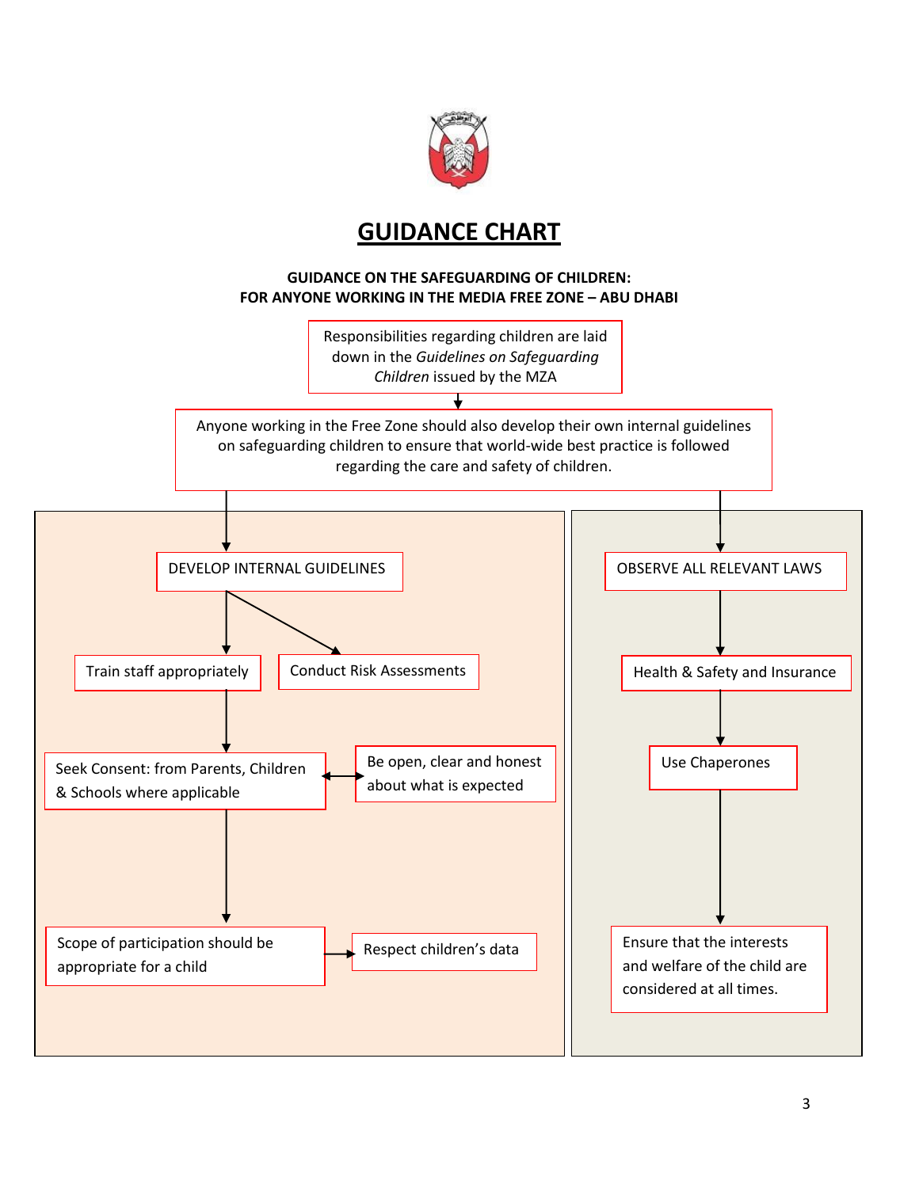# GUIDANCE CHART

**GUIDANCE ON THE SAFEGUARDING OF CHILDREN:**
**FOR ANYONE WORKING IN THE MEDIA FREE ZONE – ABU DHABI**

Responsibilities regarding children are laid down in the *Guidelines on Safeguarding Children* issued by the MZA

Anyone working in the Free Zone should also develop their own internal guidelines on safeguarding children to ensure that world-wide best practice is followed regarding the care and safety of children.

DEVELOP INTERNAL GUIDELINES

- Train staff appropriately
- Conduct Risk Assessments
- Seek Consent: from Parents, Children & Schools where applicable
- Be open, clear and honest about what is expected
- Scope of participation should be appropriate for a child
- Respect children's data

OBSERVE ALL RELEVANT LAWS

- Health & Safety and Insurance
- Use Chaperones
- Ensure that the interests and welfare of the child are considered at all times.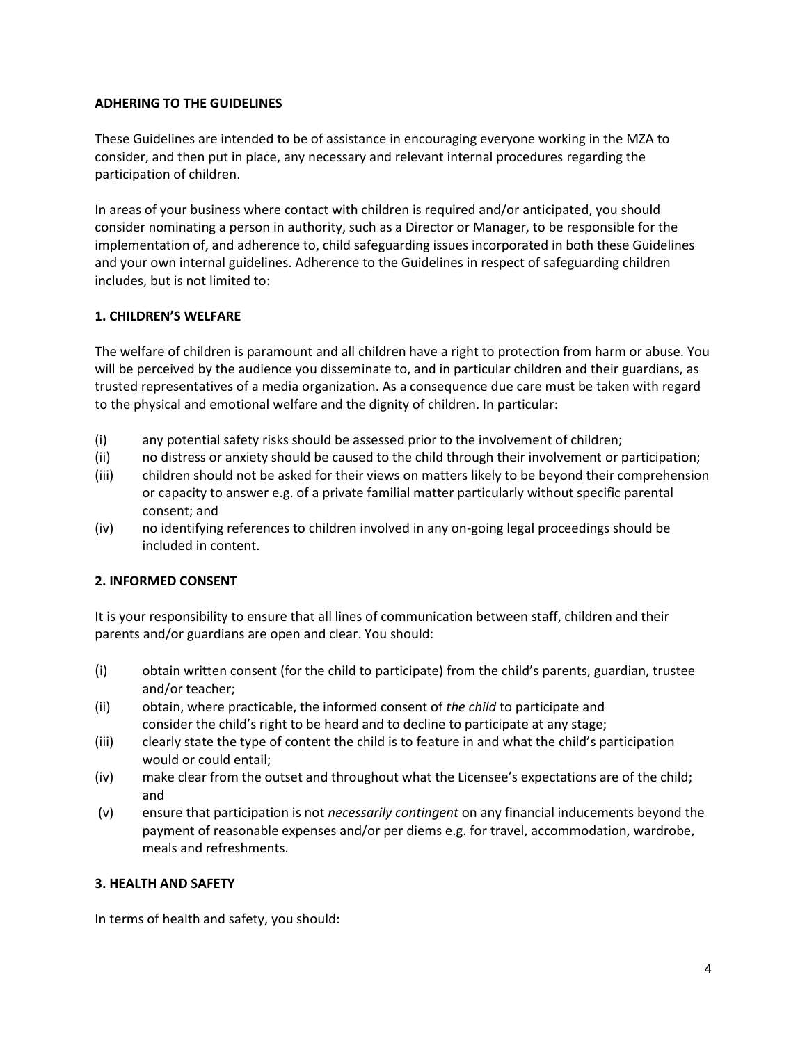## ADHERING TO THE GUIDELINES

These Guidelines are intended to be of assistance in encouraging everyone working in the MZA to consider, and then put in place, any necessary and relevant internal procedures regarding the participation of children.

In areas of your business where contact with children is required and/or anticipated, you should consider nominating a person in authority, such as a Director or Manager, to be responsible for the implementation of, and adherence to, child safeguarding issues incorporated in both these Guidelines and your own internal guidelines. Adherence to the Guidelines in respect of safeguarding children includes, but is not limited to:

### 1. CHILDREN'S WELFARE

The welfare of children is paramount and all children have a right to protection from harm or abuse. You will be perceived by the audience you disseminate to, and in particular children and their guardians, as trusted representatives of a media organization. As a consequence due care must be taken with regard to the physical and emotional welfare and the dignity of children. In particular:

- (i) any potential safety risks should be assessed prior to the involvement of children;
- (ii) no distress or anxiety should be caused to the child through their involvement or participation;
- (iii) children should not be asked for their views on matters likely to be beyond their comprehension or capacity to answer e.g. of a private familial matter particularly without specific parental consent; and
- (iv) no identifying references to children involved in any on-going legal proceedings should be included in content.

### 2. INFORMED CONSENT

It is your responsibility to ensure that all lines of communication between staff, children and their parents and/or guardians are open and clear. You should:

- (i) obtain written consent (for the child to participate) from the child's parents, guardian, trustee and/or teacher;
- (ii) obtain, where practicable, the informed consent of *the child* to participate and consider the child's right to be heard and to decline to participate at any stage;
- (iii) clearly state the type of content the child is to feature in and what the child's participation would or could entail;
- (iv) make clear from the outset and throughout what the Licensee's expectations are of the child; and
- (v) ensure that participation is not *necessarily contingent* on any financial inducements beyond the payment of reasonable expenses and/or per diems e.g. for travel, accommodation, wardrobe, meals and refreshments.

### 3. HEALTH AND SAFETY

In terms of health and safety, you should: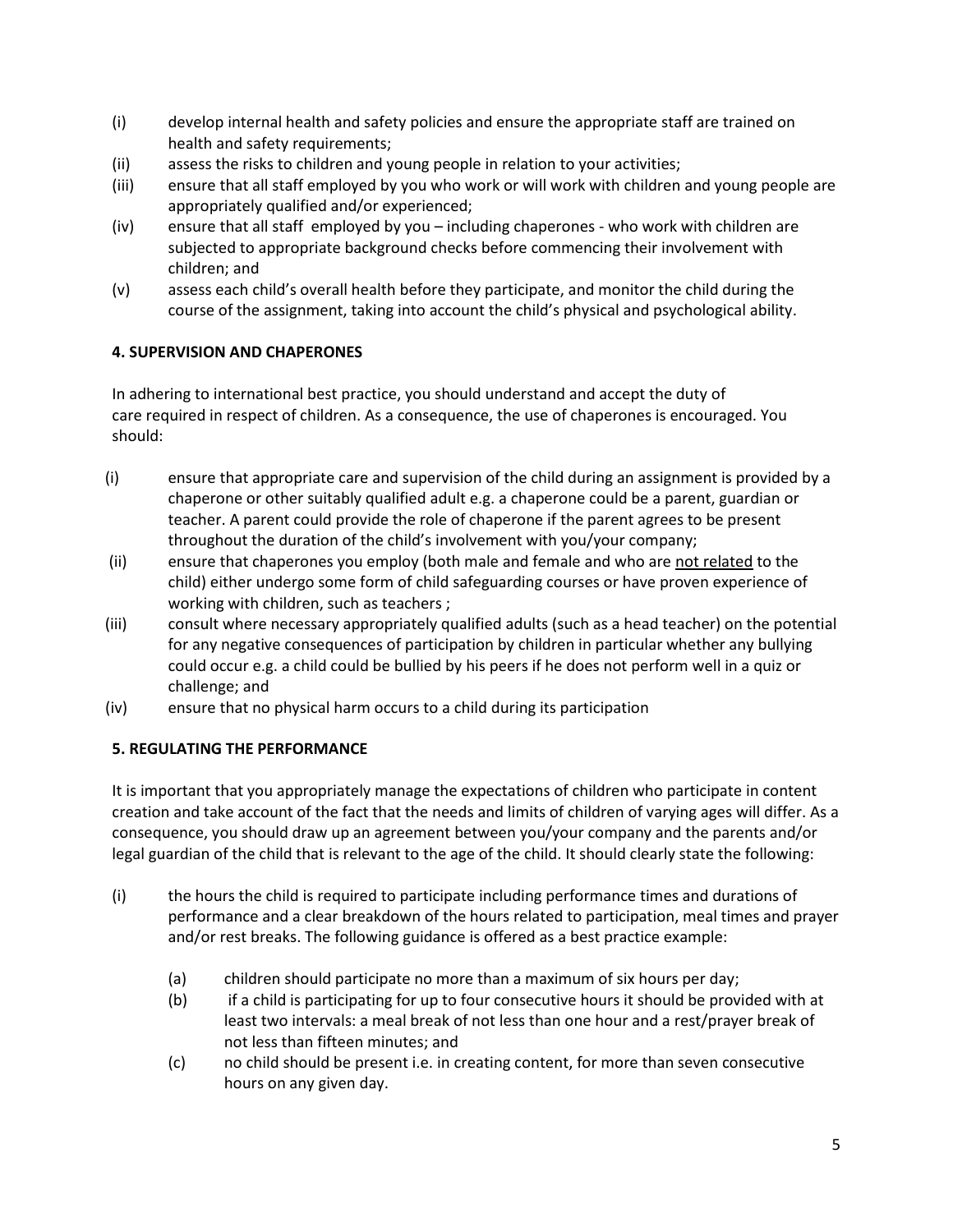(i) develop internal health and safety policies and ensure the appropriate staff are trained on health and safety requirements;

(ii) assess the risks to children and young people in relation to your activities;

(iii) ensure that all staff employed by you who work or will work with children and young people are appropriately qualified and/or experienced;

(iv) ensure that all staff employed by you – including chaperones - who work with children are subjected to appropriate background checks before commencing their involvement with children; and

(v) assess each child's overall health before they participate, and monitor the child during the course of the assignment, taking into account the child's physical and psychological ability.

**4. SUPERVISION AND CHAPERONES**

In adhering to international best practice, you should understand and accept the duty of care required in respect of children. As a consequence, the use of chaperones is encouraged. You should:

(i) ensure that appropriate care and supervision of the child during an assignment is provided by a chaperone or other suitably qualified adult e.g. a chaperone could be a parent, guardian or teacher. A parent could provide the role of chaperone if the parent agrees to be present throughout the duration of the child's involvement with you/your company;

(ii) ensure that chaperones you employ (both male and female and who are <u>not related</u> to the child) either undergo some form of child safeguarding courses or have proven experience of working with children, such as teachers ;

(iii) consult where necessary appropriately qualified adults (such as a head teacher) on the potential for any negative consequences of participation by children in particular whether any bullying could occur e.g. a child could be bullied by his peers if he does not perform well in a quiz or challenge; and

(iv) ensure that no physical harm occurs to a child during its participation

**5. REGULATING THE PERFORMANCE**

It is important that you appropriately manage the expectations of children who participate in content creation and take account of the fact that the needs and limits of children of varying ages will differ. As a consequence, you should draw up an agreement between you/your company and the parents and/or legal guardian of the child that is relevant to the age of the child. It should clearly state the following:

(i) the hours the child is required to participate including performance times and durations of performance and a clear breakdown of the hours related to participation, meal times and prayer and/or rest breaks. The following guidance is offered as a best practice example:

  (a) children should participate no more than a maximum of six hours per day;

  (b) if a child is participating for up to four consecutive hours it should be provided with at least two intervals: a meal break of not less than one hour and a rest/prayer break of not less than fifteen minutes; and

  (c) no child should be present i.e. in creating content, for more than seven consecutive hours on any given day.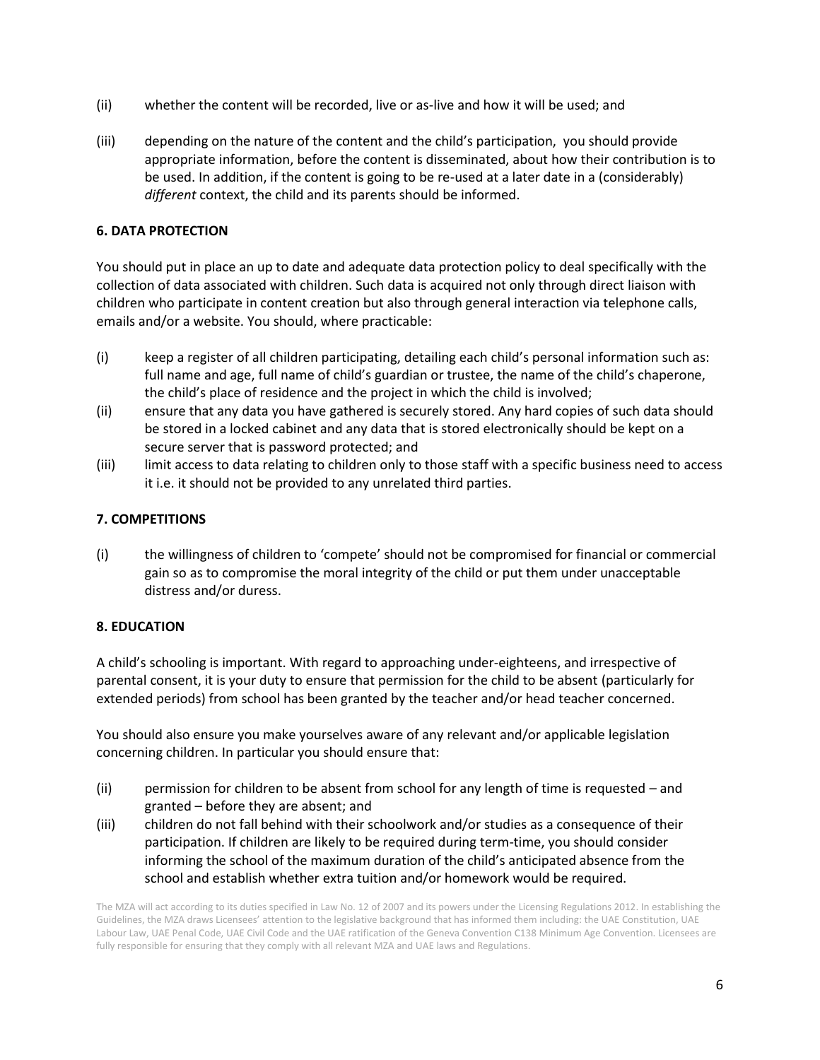(ii) whether the content will be recorded, live or as-live and how it will be used; and

(iii) depending on the nature of the content and the child's participation, you should provide appropriate information, before the content is disseminated, about how their contribution is to be used. In addition, if the content is going to be re-used at a later date in a (considerably) *different* context, the child and its parents should be informed.

**6. DATA PROTECTION**

You should put in place an up to date and adequate data protection policy to deal specifically with the collection of data associated with children. Such data is acquired not only through direct liaison with children who participate in content creation but also through general interaction via telephone calls, emails and/or a website. You should, where practicable:

(i) keep a register of all children participating, detailing each child's personal information such as: full name and age, full name of child's guardian or trustee, the name of the child's chaperone, the child's place of residence and the project in which the child is involved;

(ii) ensure that any data you have gathered is securely stored. Any hard copies of such data should be stored in a locked cabinet and any data that is stored electronically should be kept on a secure server that is password protected; and

(iii) limit access to data relating to children only to those staff with a specific business need to access it i.e. it should not be provided to any unrelated third parties.

**7. COMPETITIONS**

(i) the willingness of children to 'compete' should not be compromised for financial or commercial gain so as to compromise the moral integrity of the child or put them under unacceptable distress and/or duress.

**8. EDUCATION**

A child's schooling is important. With regard to approaching under-eighteens, and irrespective of parental consent, it is your duty to ensure that permission for the child to be absent (particularly for extended periods) from school has been granted by the teacher and/or head teacher concerned.

You should also ensure you make yourselves aware of any relevant and/or applicable legislation concerning children. In particular you should ensure that:

(ii) permission for children to be absent from school for any length of time is requested – and granted – before they are absent; and

(iii) children do not fall behind with their schoolwork and/or studies as a consequence of their participation. If children are likely to be required during term-time, you should consider informing the school of the maximum duration of the child's anticipated absence from the school and establish whether extra tuition and/or homework would be required.

The MZA will act according to its duties specified in Law No. 12 of 2007 and its powers under the Licensing Regulations 2012. In establishing the Guidelines, the MZA draws Licensees' attention to the legislative background that has informed them including: the UAE Constitution, UAE Labour Law, UAE Penal Code, UAE Civil Code and the UAE ratification of the Geneva Convention C138 Minimum Age Convention. Licensees are fully responsible for ensuring that they comply with all relevant MZA and UAE laws and Regulations.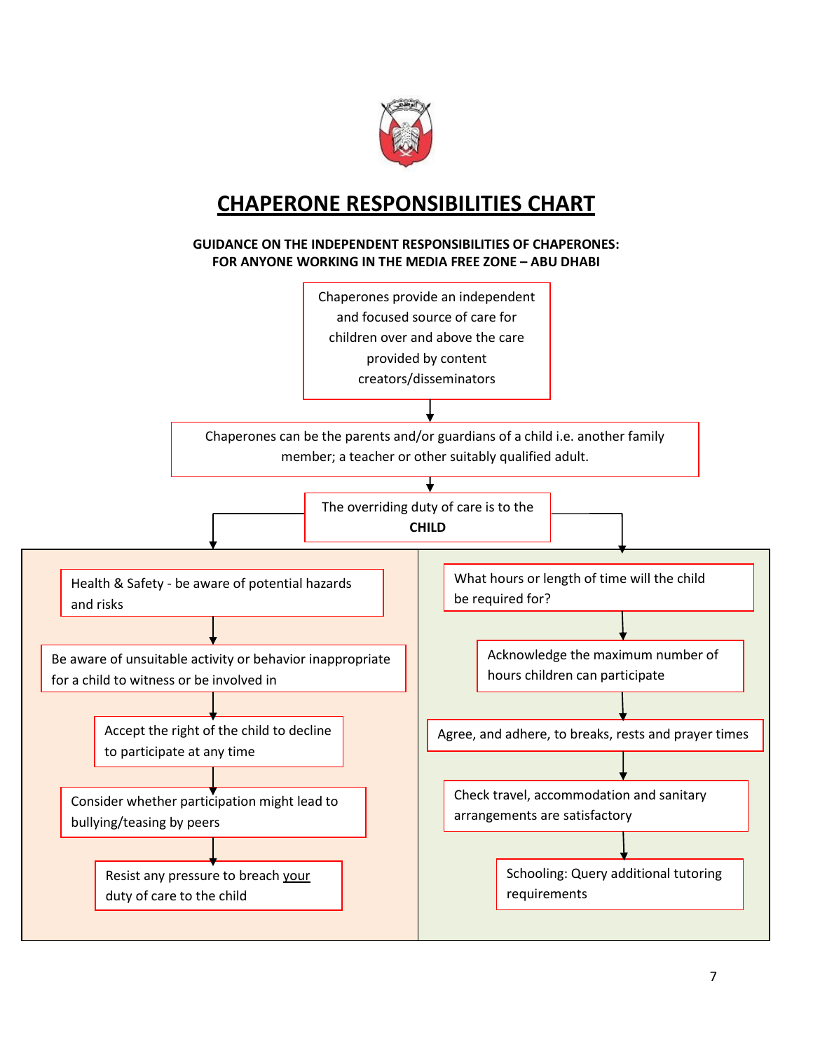# CHAPERONE RESPONSIBILITIES CHART

**GUIDANCE ON THE INDEPENDENT RESPONSIBILITIES OF CHAPERONES: FOR ANYONE WORKING IN THE MEDIA FREE ZONE – ABU DHABI**

Chaperones provide an independent and focused source of care for children over and above the care provided by content creators/disseminators

Chaperones can be the parents and/or guardians of a child i.e. another family member; a teacher or other suitably qualified adult.

The overriding duty of care is to the **CHILD**

Health & Safety - be aware of potential hazards and risks

Be aware of unsuitable activity or behavior inappropriate for a child to witness or be involved in

Accept the right of the child to decline to participate at any time

Consider whether participation might lead to bullying/teasing by peers

Resist any pressure to breach your duty of care to the child

What hours or length of time will the child be required for?

Acknowledge the maximum number of hours children can participate

Agree, and adhere, to breaks, rests and prayer times

Check travel, accommodation and sanitary arrangements are satisfactory

Schooling: Query additional tutoring requirements